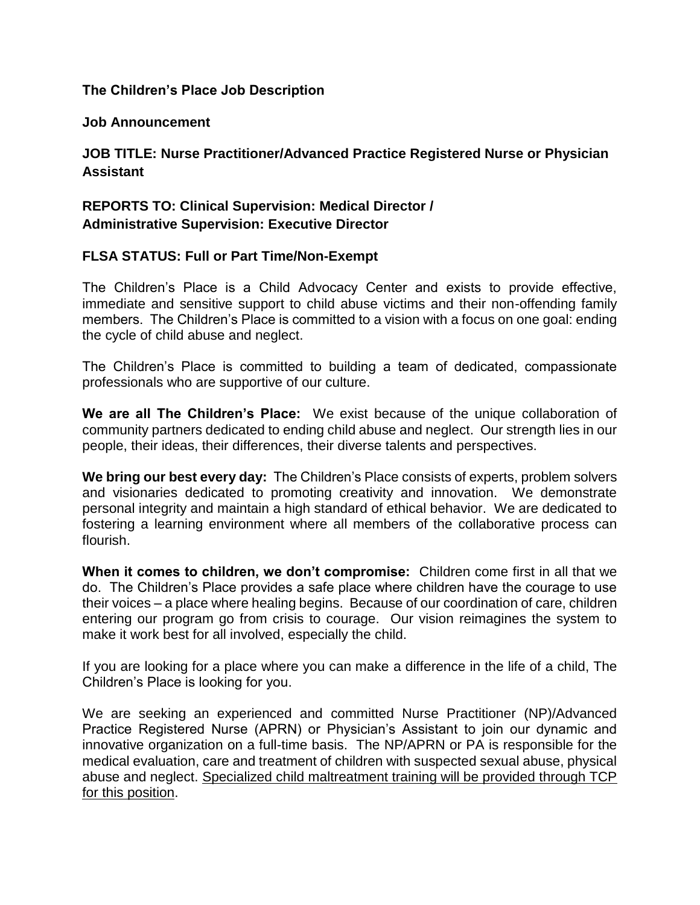**The Children's Place Job Description**

**Job Announcement**

**JOB TITLE: Nurse Practitioner/Advanced Practice Registered Nurse or Physician Assistant**

**REPORTS TO: Clinical Supervision: Medical Director /**
**Administrative Supervision: Executive Director**

**FLSA STATUS: Full or Part Time/Non-Exempt**

The Children's Place is a Child Advocacy Center and exists to provide effective, immediate and sensitive support to child abuse victims and their non-offending family members. The Children's Place is committed to a vision with a focus on one goal: ending the cycle of child abuse and neglect.

The Children's Place is committed to building a team of dedicated, compassionate professionals who are supportive of our culture.

**We are all The Children's Place:** We exist because of the unique collaboration of community partners dedicated to ending child abuse and neglect. Our strength lies in our people, their ideas, their differences, their diverse talents and perspectives.

**We bring our best every day:** The Children's Place consists of experts, problem solvers and visionaries dedicated to promoting creativity and innovation. We demonstrate personal integrity and maintain a high standard of ethical behavior. We are dedicated to fostering a learning environment where all members of the collaborative process can flourish.

**When it comes to children, we don't compromise:** Children come first in all that we do. The Children's Place provides a safe place where children have the courage to use their voices – a place where healing begins. Because of our coordination of care, children entering our program go from crisis to courage. Our vision reimagines the system to make it work best for all involved, especially the child.

If you are looking for a place where you can make a difference in the life of a child, The Children's Place is looking for you.

We are seeking an experienced and committed Nurse Practitioner (NP)/Advanced Practice Registered Nurse (APRN) or Physician's Assistant to join our dynamic and innovative organization on a full-time basis. The NP/APRN or PA is responsible for the medical evaluation, care and treatment of children with suspected sexual abuse, physical abuse and neglect. <u>Specialized child maltreatment training will be provided through TCP for this position</u>.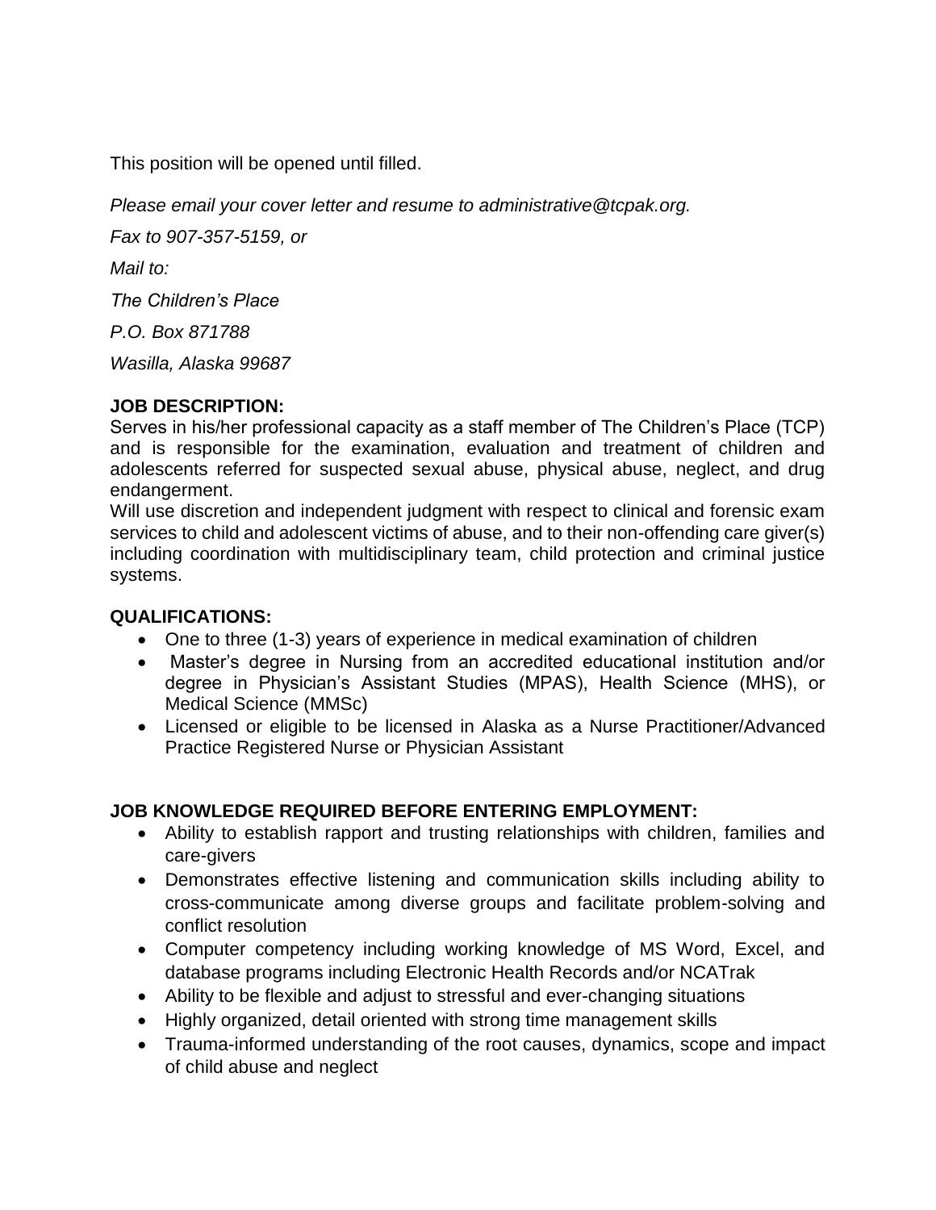This position will be opened until filled.

*Please email your cover letter and resume to administrative@tcpak.org.*

*Fax to 907-357-5159, or*

*Mail to:*

*The Children's Place*

*P.O. Box 871788*

*Wasilla, Alaska 99687*

**JOB DESCRIPTION:**

Serves in his/her professional capacity as a staff member of The Children's Place (TCP) and is responsible for the examination, evaluation and treatment of children and adolescents referred for suspected sexual abuse, physical abuse, neglect, and drug endangerment.

Will use discretion and independent judgment with respect to clinical and forensic exam services to child and adolescent victims of abuse, and to their non-offending care giver(s) including coordination with multidisciplinary team, child protection and criminal justice systems.

**QUALIFICATIONS:**

- One to three (1-3) years of experience in medical examination of children
- Master's degree in Nursing from an accredited educational institution and/or degree in Physician's Assistant Studies (MPAS), Health Science (MHS), or Medical Science (MMSc)
- Licensed or eligible to be licensed in Alaska as a Nurse Practitioner/Advanced Practice Registered Nurse or Physician Assistant

**JOB KNOWLEDGE REQUIRED BEFORE ENTERING EMPLOYMENT:**

- Ability to establish rapport and trusting relationships with children, families and care-givers
- Demonstrates effective listening and communication skills including ability to cross-communicate among diverse groups and facilitate problem-solving and conflict resolution
- Computer competency including working knowledge of MS Word, Excel, and database programs including Electronic Health Records and/or NCATrak
- Ability to be flexible and adjust to stressful and ever-changing situations
- Highly organized, detail oriented with strong time management skills
- Trauma-informed understanding of the root causes, dynamics, scope and impact of child abuse and neglect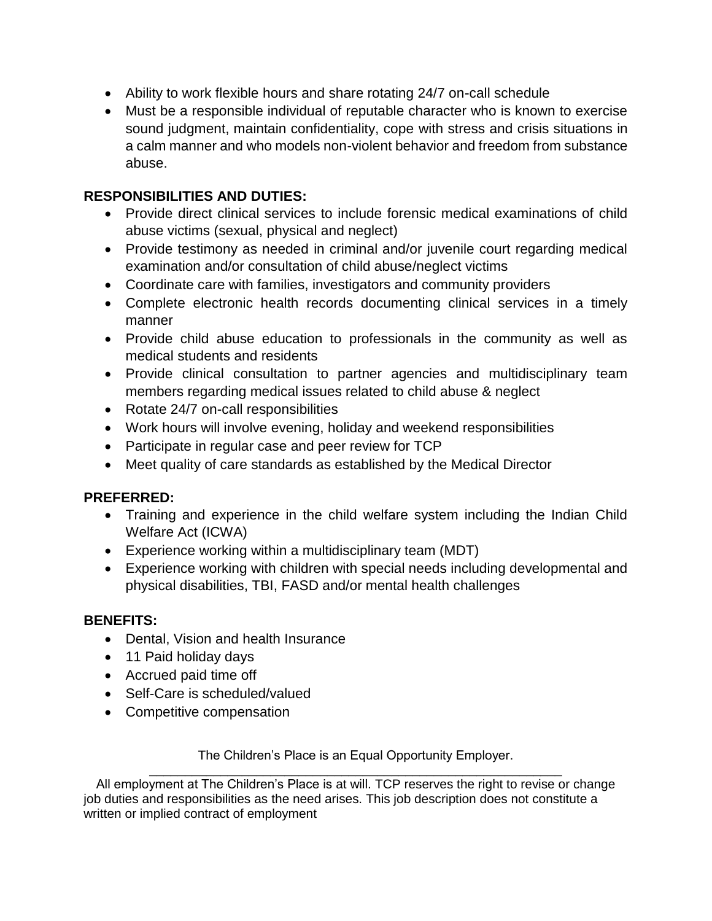- Ability to work flexible hours and share rotating 24/7 on-call schedule
- Must be a responsible individual of reputable character who is known to exercise sound judgment, maintain confidentiality, cope with stress and crisis situations in a calm manner and who models non-violent behavior and freedom from substance abuse.

**RESPONSIBILITIES AND DUTIES:**

- Provide direct clinical services to include forensic medical examinations of child abuse victims (sexual, physical and neglect)
- Provide testimony as needed in criminal and/or juvenile court regarding medical examination and/or consultation of child abuse/neglect victims
- Coordinate care with families, investigators and community providers
- Complete electronic health records documenting clinical services in a timely manner
- Provide child abuse education to professionals in the community as well as medical students and residents
- Provide clinical consultation to partner agencies and multidisciplinary team members regarding medical issues related to child abuse & neglect
- Rotate 24/7 on-call responsibilities
- Work hours will involve evening, holiday and weekend responsibilities
- Participate in regular case and peer review for TCP
- Meet quality of care standards as established by the Medical Director

**PREFERRED:**

- Training and experience in the child welfare system including the Indian Child Welfare Act (ICWA)
- Experience working within a multidisciplinary team (MDT)
- Experience working with children with special needs including developmental and physical disabilities, TBI, FASD and/or mental health challenges

**BENEFITS:**

- Dental, Vision and health Insurance
- 11 Paid holiday days
- Accrued paid time off
- Self-Care is scheduled/valued
- Competitive compensation

The Children's Place is an Equal Opportunity Employer.

---

All employment at The Children's Place is at will. TCP reserves the right to revise or change job duties and responsibilities as the need arises. This job description does not constitute a written or implied contract of employment